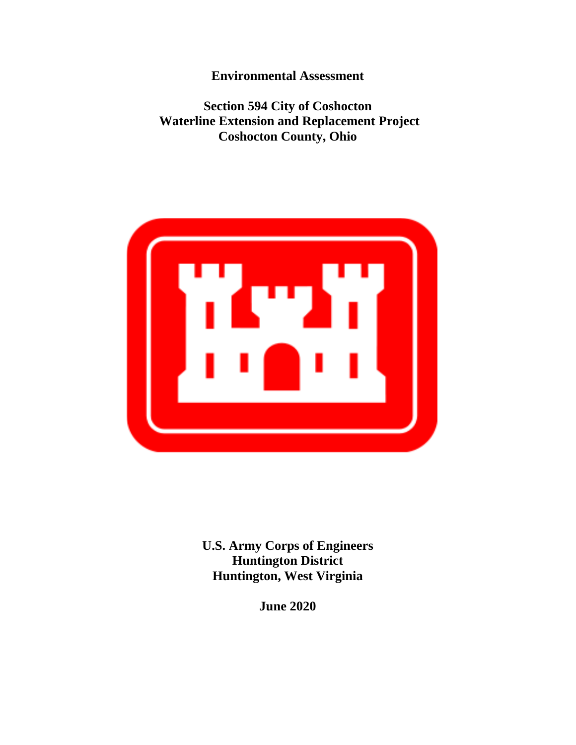# Environmental Assessment

## Section 594 City of Coshocton Waterline Extension and Replacement Project Coshocton County, Ohio

**U.S. Army Corps of Engineers**
**Huntington District**
**Huntington, West Virginia**

**June 2020**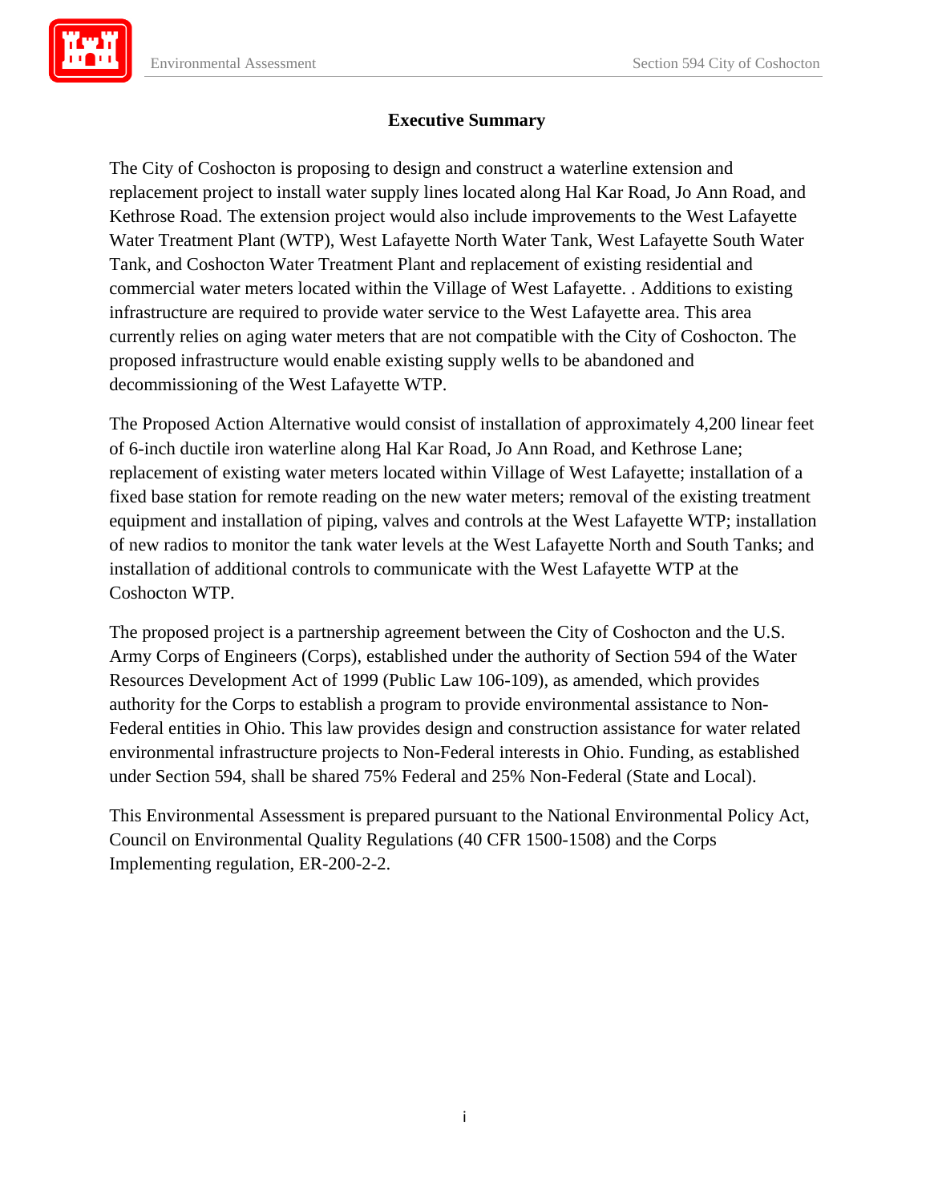## Executive Summary

The City of Coshocton is proposing to design and construct a waterline extension and replacement project to install water supply lines located along Hal Kar Road, Jo Ann Road, and Kethrose Road. The extension project would also include improvements to the West Lafayette Water Treatment Plant (WTP), West Lafayette North Water Tank, West Lafayette South Water Tank, and Coshocton Water Treatment Plant and replacement of existing residential and commercial water meters located within the Village of West Lafayette. . Additions to existing infrastructure are required to provide water service to the West Lafayette area. This area currently relies on aging water meters that are not compatible with the City of Coshocton. The proposed infrastructure would enable existing supply wells to be abandoned and decommissioning of the West Lafayette WTP.

The Proposed Action Alternative would consist of installation of approximately 4,200 linear feet of 6-inch ductile iron waterline along Hal Kar Road, Jo Ann Road, and Kethrose Lane; replacement of existing water meters located within Village of West Lafayette; installation of a fixed base station for remote reading on the new water meters; removal of the existing treatment equipment and installation of piping, valves and controls at the West Lafayette WTP; installation of new radios to monitor the tank water levels at the West Lafayette North and South Tanks; and installation of additional controls to communicate with the West Lafayette WTP at the Coshocton WTP.

The proposed project is a partnership agreement between the City of Coshocton and the U.S. Army Corps of Engineers (Corps), established under the authority of Section 594 of the Water Resources Development Act of 1999 (Public Law 106-109), as amended, which provides authority for the Corps to establish a program to provide environmental assistance to Non-Federal entities in Ohio. This law provides design and construction assistance for water related environmental infrastructure projects to Non-Federal interests in Ohio. Funding, as established under Section 594, shall be shared 75% Federal and 25% Non-Federal (State and Local).

This Environmental Assessment is prepared pursuant to the National Environmental Policy Act, Council on Environmental Quality Regulations (40 CFR 1500-1508) and the Corps Implementing regulation, ER-200-2-2.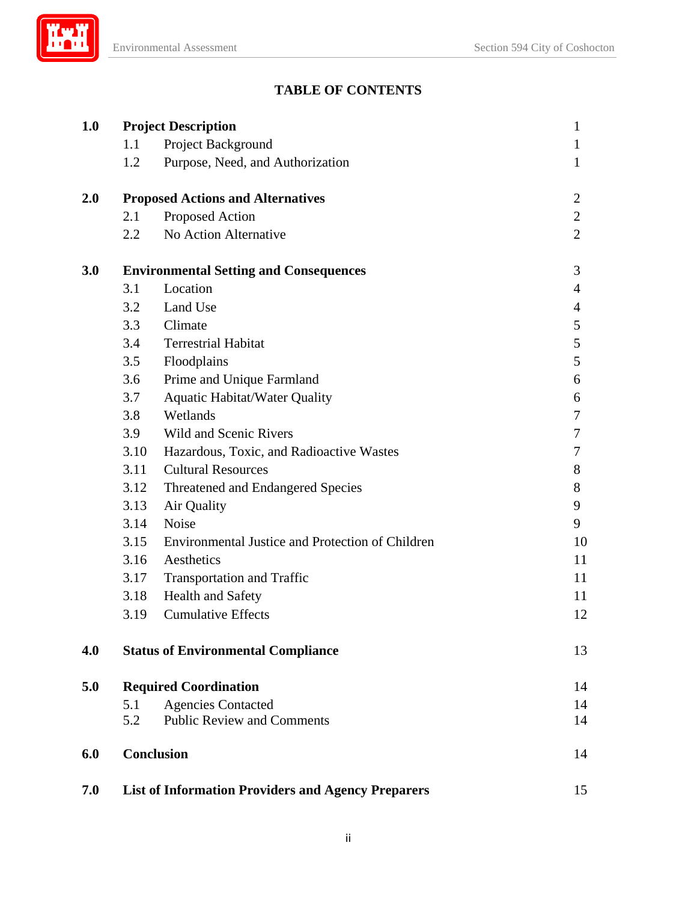# TABLE OF CONTENTS

| | | |
|---|---|---|
| **1.0** | **Project Description** | 1 |
| 1.1 | Project Background | 1 |
| 1.2 | Purpose, Need, and Authorization | 1 |
| **2.0** | **Proposed Actions and Alternatives** | 2 |
| 2.1 | Proposed Action | 2 |
| 2.2 | No Action Alternative | 2 |
| **3.0** | **Environmental Setting and Consequences** | 3 |
| 3.1 | Location | 4 |
| 3.2 | Land Use | 4 |
| 3.3 | Climate | 5 |
| 3.4 | Terrestrial Habitat | 5 |
| 3.5 | Floodplains | 5 |
| 3.6 | Prime and Unique Farmland | 6 |
| 3.7 | Aquatic Habitat/Water Quality | 6 |
| 3.8 | Wetlands | 7 |
| 3.9 | Wild and Scenic Rivers | 7 |
| 3.10 | Hazardous, Toxic, and Radioactive Wastes | 7 |
| 3.11 | Cultural Resources | 8 |
| 3.12 | Threatened and Endangered Species | 8 |
| 3.13 | Air Quality | 9 |
| 3.14 | Noise | 9 |
| 3.15 | Environmental Justice and Protection of Children | 10 |
| 3.16 | Aesthetics | 11 |
| 3.17 | Transportation and Traffic | 11 |
| 3.18 | Health and Safety | 11 |
| 3.19 | Cumulative Effects | 12 |
| **4.0** | **Status of Environmental Compliance** | 13 |
| **5.0** | **Required Coordination** | 14 |
| 5.1 | Agencies Contacted | 14 |
| 5.2 | Public Review and Comments | 14 |
| **6.0** | **Conclusion** | 14 |
| **7.0** | **List of Information Providers and Agency Preparers** | 15 |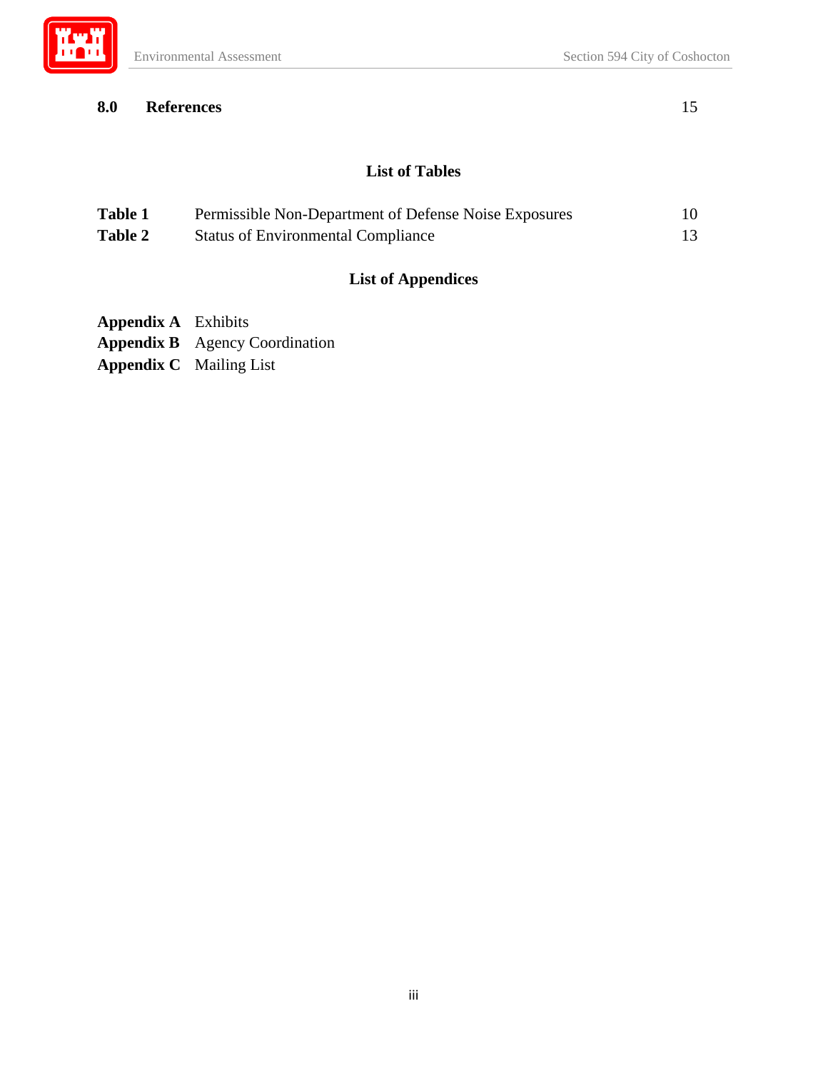**8.0 References** 15

## List of Tables

| | | |
|---|---|---|
| **Table 1** | Permissible Non-Department of Defense Noise Exposures | 10 |
| **Table 2** | Status of Environmental Compliance | 13 |

## List of Appendices

**Appendix A** Exhibits
**Appendix B** Agency Coordination
**Appendix C** Mailing List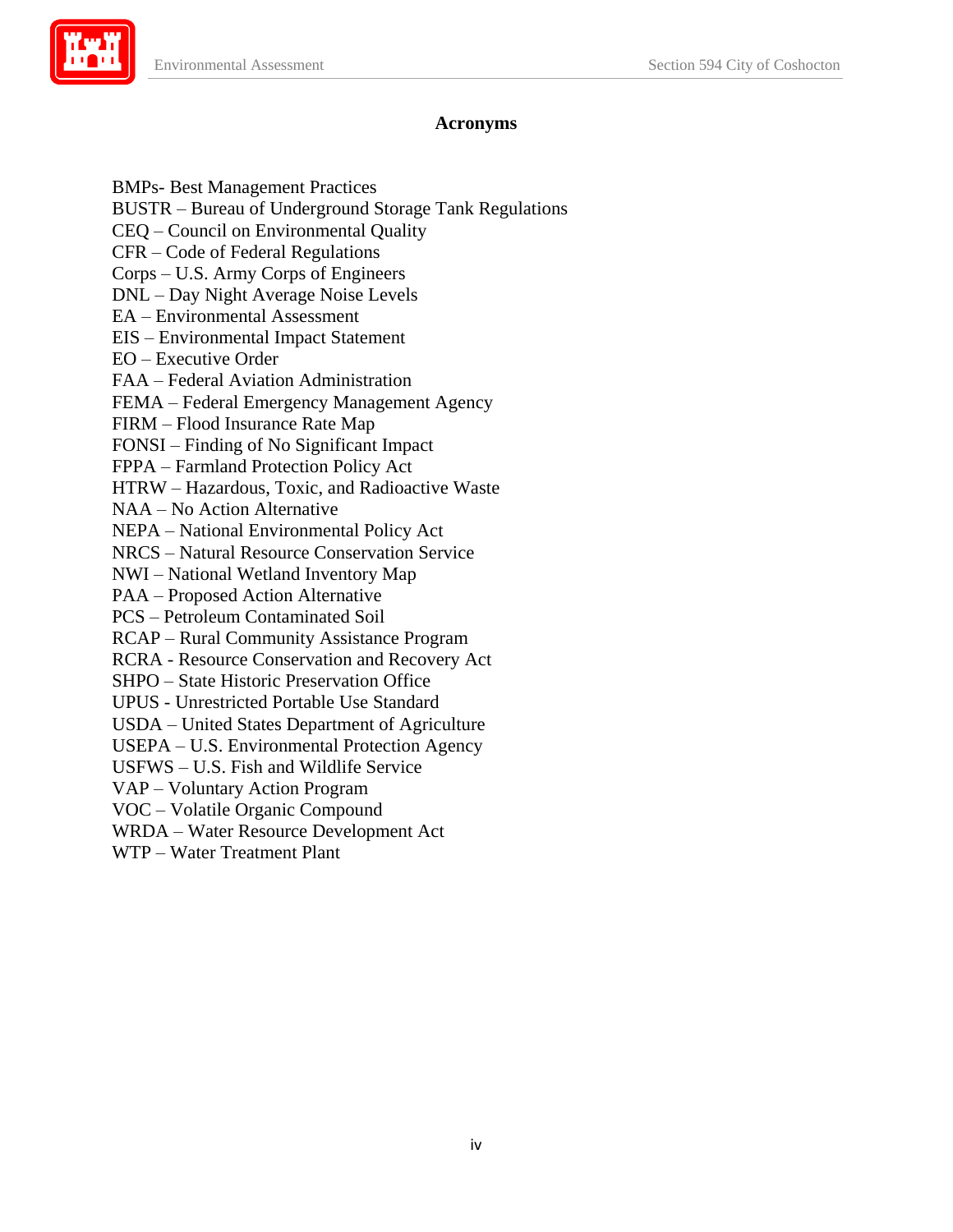## Acronyms

BMPs- Best Management Practices
BUSTR – Bureau of Underground Storage Tank Regulations
CEQ – Council on Environmental Quality
CFR – Code of Federal Regulations
Corps – U.S. Army Corps of Engineers
DNL – Day Night Average Noise Levels
EA – Environmental Assessment
EIS – Environmental Impact Statement
EO – Executive Order
FAA – Federal Aviation Administration
FEMA – Federal Emergency Management Agency
FIRM – Flood Insurance Rate Map
FONSI – Finding of No Significant Impact
FPPA – Farmland Protection Policy Act
HTRW – Hazardous, Toxic, and Radioactive Waste
NAA – No Action Alternative
NEPA – National Environmental Policy Act
NRCS – Natural Resource Conservation Service
NWI – National Wetland Inventory Map
PAA – Proposed Action Alternative
PCS – Petroleum Contaminated Soil
RCAP – Rural Community Assistance Program
RCRA - Resource Conservation and Recovery Act
SHPO – State Historic Preservation Office
UPUS - Unrestricted Portable Use Standard
USDA – United States Department of Agriculture
USEPA – U.S. Environmental Protection Agency
USFWS – U.S. Fish and Wildlife Service
VAP – Voluntary Action Program
VOC – Volatile Organic Compound
WRDA – Water Resource Development Act
WTP – Water Treatment Plant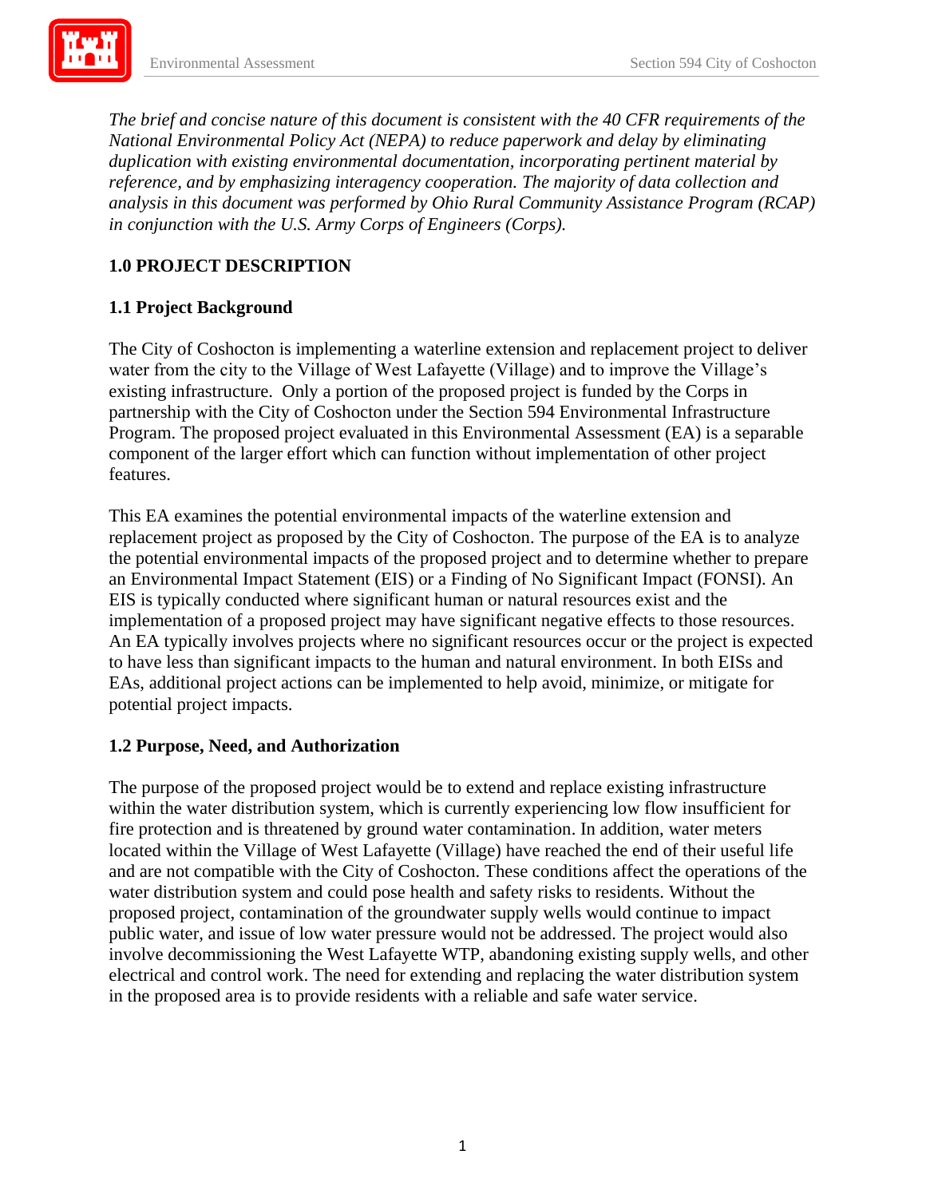*The brief and concise nature of this document is consistent with the 40 CFR requirements of the National Environmental Policy Act (NEPA) to reduce paperwork and delay by eliminating duplication with existing environmental documentation, incorporating pertinent material by reference, and by emphasizing interagency cooperation. The majority of data collection and analysis in this document was performed by Ohio Rural Community Assistance Program (RCAP) in conjunction with the U.S. Army Corps of Engineers (Corps).*

## 1.0 PROJECT DESCRIPTION

### 1.1 Project Background

The City of Coshocton is implementing a waterline extension and replacement project to deliver water from the city to the Village of West Lafayette (Village) and to improve the Village's existing infrastructure. Only a portion of the proposed project is funded by the Corps in partnership with the City of Coshocton under the Section 594 Environmental Infrastructure Program. The proposed project evaluated in this Environmental Assessment (EA) is a separable component of the larger effort which can function without implementation of other project features.

This EA examines the potential environmental impacts of the waterline extension and replacement project as proposed by the City of Coshocton. The purpose of the EA is to analyze the potential environmental impacts of the proposed project and to determine whether to prepare an Environmental Impact Statement (EIS) or a Finding of No Significant Impact (FONSI). An EIS is typically conducted where significant human or natural resources exist and the implementation of a proposed project may have significant negative effects to those resources. An EA typically involves projects where no significant resources occur or the project is expected to have less than significant impacts to the human and natural environment. In both EISs and EAs, additional project actions can be implemented to help avoid, minimize, or mitigate for potential project impacts.

### 1.2 Purpose, Need, and Authorization

The purpose of the proposed project would be to extend and replace existing infrastructure within the water distribution system, which is currently experiencing low flow insufficient for fire protection and is threatened by ground water contamination. In addition, water meters located within the Village of West Lafayette (Village) have reached the end of their useful life and are not compatible with the City of Coshocton. These conditions affect the operations of the water distribution system and could pose health and safety risks to residents. Without the proposed project, contamination of the groundwater supply wells would continue to impact public water, and issue of low water pressure would not be addressed. The project would also involve decommissioning the West Lafayette WTP, abandoning existing supply wells, and other electrical and control work. The need for extending and replacing the water distribution system in the proposed area is to provide residents with a reliable and safe water service.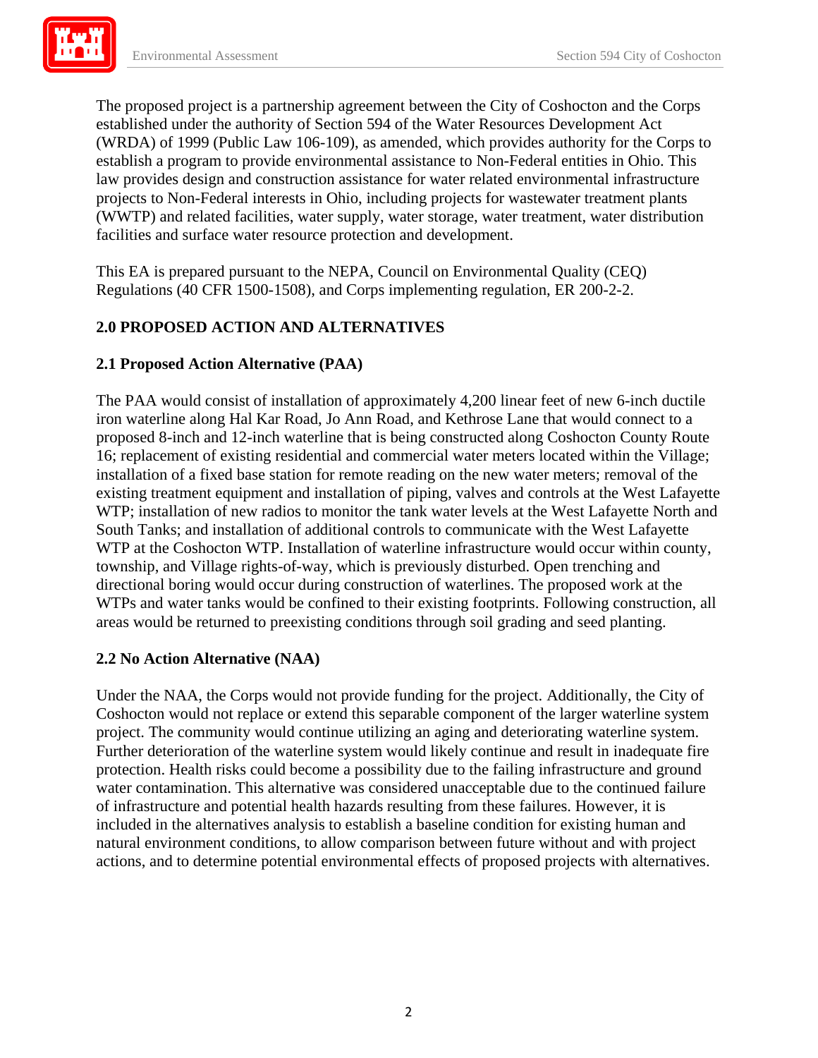The proposed project is a partnership agreement between the City of Coshocton and the Corps established under the authority of Section 594 of the Water Resources Development Act (WRDA) of 1999 (Public Law 106-109), as amended, which provides authority for the Corps to establish a program to provide environmental assistance to Non-Federal entities in Ohio. This law provides design and construction assistance for water related environmental infrastructure projects to Non-Federal interests in Ohio, including projects for wastewater treatment plants (WWTP) and related facilities, water supply, water storage, water treatment, water distribution facilities and surface water resource protection and development.

This EA is prepared pursuant to the NEPA, Council on Environmental Quality (CEQ) Regulations (40 CFR 1500-1508), and Corps implementing regulation, ER 200-2-2.

## 2.0 PROPOSED ACTION AND ALTERNATIVES

### 2.1 Proposed Action Alternative (PAA)

The PAA would consist of installation of approximately 4,200 linear feet of new 6-inch ductile iron waterline along Hal Kar Road, Jo Ann Road, and Kethrose Lane that would connect to a proposed 8-inch and 12-inch waterline that is being constructed along Coshocton County Route 16; replacement of existing residential and commercial water meters located within the Village; installation of a fixed base station for remote reading on the new water meters; removal of the existing treatment equipment and installation of piping, valves and controls at the West Lafayette WTP; installation of new radios to monitor the tank water levels at the West Lafayette North and South Tanks; and installation of additional controls to communicate with the West Lafayette WTP at the Coshocton WTP. Installation of waterline infrastructure would occur within county, township, and Village rights-of-way, which is previously disturbed. Open trenching and directional boring would occur during construction of waterlines. The proposed work at the WTPs and water tanks would be confined to their existing footprints. Following construction, all areas would be returned to preexisting conditions through soil grading and seed planting.

### 2.2 No Action Alternative (NAA)

Under the NAA, the Corps would not provide funding for the project. Additionally, the City of Coshocton would not replace or extend this separable component of the larger waterline system project. The community would continue utilizing an aging and deteriorating waterline system. Further deterioration of the waterline system would likely continue and result in inadequate fire protection. Health risks could become a possibility due to the failing infrastructure and ground water contamination. This alternative was considered unacceptable due to the continued failure of infrastructure and potential health hazards resulting from these failures. However, it is included in the alternatives analysis to establish a baseline condition for existing human and natural environment conditions, to allow comparison between future without and with project actions, and to determine potential environmental effects of proposed projects with alternatives.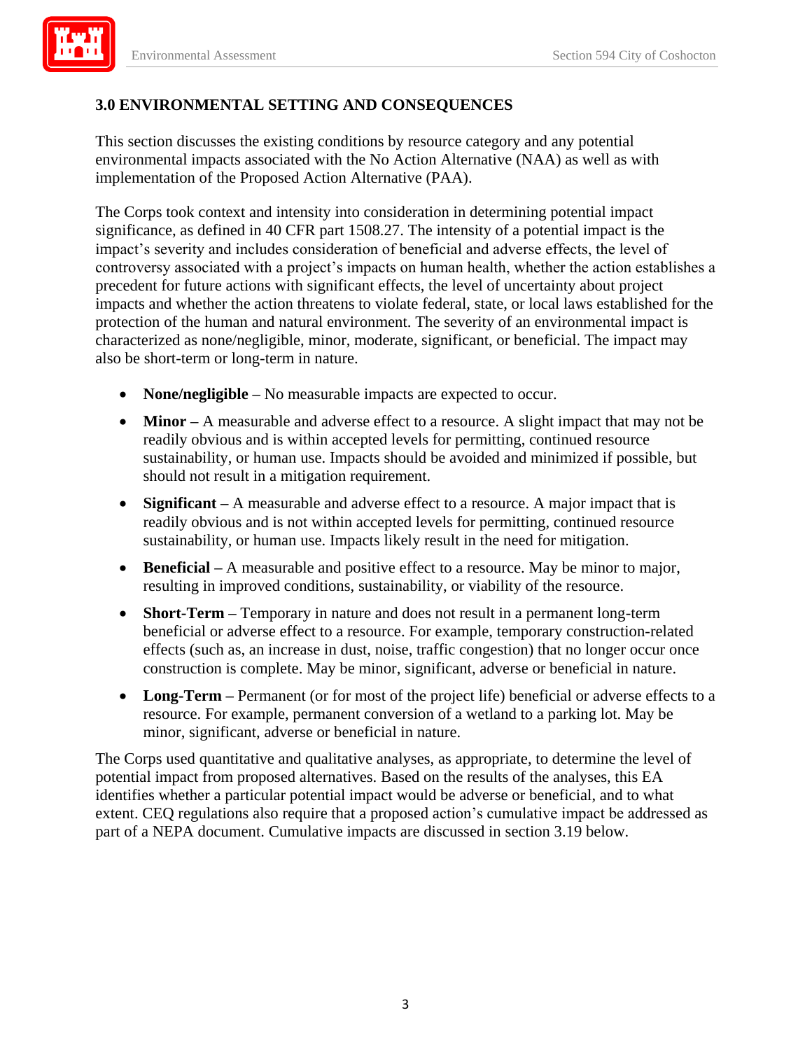## 3.0 ENVIRONMENTAL SETTING AND CONSEQUENCES

This section discusses the existing conditions by resource category and any potential environmental impacts associated with the No Action Alternative (NAA) as well as with implementation of the Proposed Action Alternative (PAA).

The Corps took context and intensity into consideration in determining potential impact significance, as defined in 40 CFR part 1508.27. The intensity of a potential impact is the impact's severity and includes consideration of beneficial and adverse effects, the level of controversy associated with a project's impacts on human health, whether the action establishes a precedent for future actions with significant effects, the level of uncertainty about project impacts and whether the action threatens to violate federal, state, or local laws established for the protection of the human and natural environment. The severity of an environmental impact is characterized as none/negligible, minor, moderate, significant, or beneficial. The impact may also be short-term or long-term in nature.

- **None/negligible –** No measurable impacts are expected to occur.
- **Minor –** A measurable and adverse effect to a resource. A slight impact that may not be readily obvious and is within accepted levels for permitting, continued resource sustainability, or human use. Impacts should be avoided and minimized if possible, but should not result in a mitigation requirement.
- **Significant –** A measurable and adverse effect to a resource. A major impact that is readily obvious and is not within accepted levels for permitting, continued resource sustainability, or human use. Impacts likely result in the need for mitigation.
- **Beneficial –** A measurable and positive effect to a resource. May be minor to major, resulting in improved conditions, sustainability, or viability of the resource.
- **Short-Term –** Temporary in nature and does not result in a permanent long-term beneficial or adverse effect to a resource. For example, temporary construction-related effects (such as, an increase in dust, noise, traffic congestion) that no longer occur once construction is complete. May be minor, significant, adverse or beneficial in nature.
- **Long-Term –** Permanent (or for most of the project life) beneficial or adverse effects to a resource. For example, permanent conversion of a wetland to a parking lot. May be minor, significant, adverse or beneficial in nature.

The Corps used quantitative and qualitative analyses, as appropriate, to determine the level of potential impact from proposed alternatives. Based on the results of the analyses, this EA identifies whether a particular potential impact would be adverse or beneficial, and to what extent. CEQ regulations also require that a proposed action's cumulative impact be addressed as part of a NEPA document. Cumulative impacts are discussed in section 3.19 below.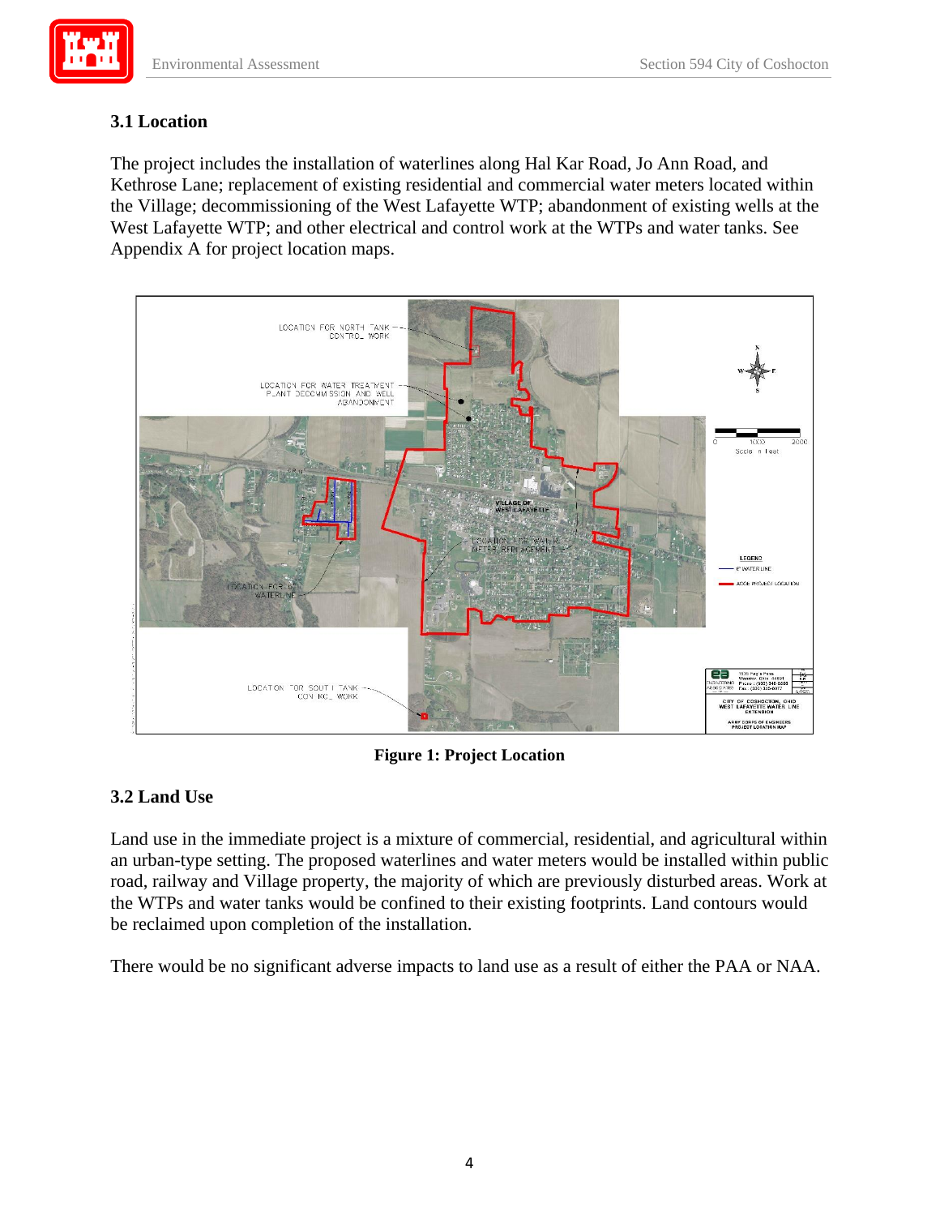### 3.1 Location

The project includes the installation of waterlines along Hal Kar Road, Jo Ann Road, and Kethrose Lane; replacement of existing residential and commercial water meters located within the Village; decommissioning of the West Lafayette WTP; abandonment of existing wells at the West Lafayette WTP; and other electrical and control work at the WTPs and water tanks. See Appendix A for project location maps.

**Figure 1: Project Location**

### 3.2 Land Use

Land use in the immediate project is a mixture of commercial, residential, and agricultural within an urban-type setting. The proposed waterlines and water meters would be installed within public road, railway and Village property, the majority of which are previously disturbed areas. Work at the WTPs and water tanks would be confined to their existing footprints. Land contours would be reclaimed upon completion of the installation.

There would be no significant adverse impacts to land use as a result of either the PAA or NAA.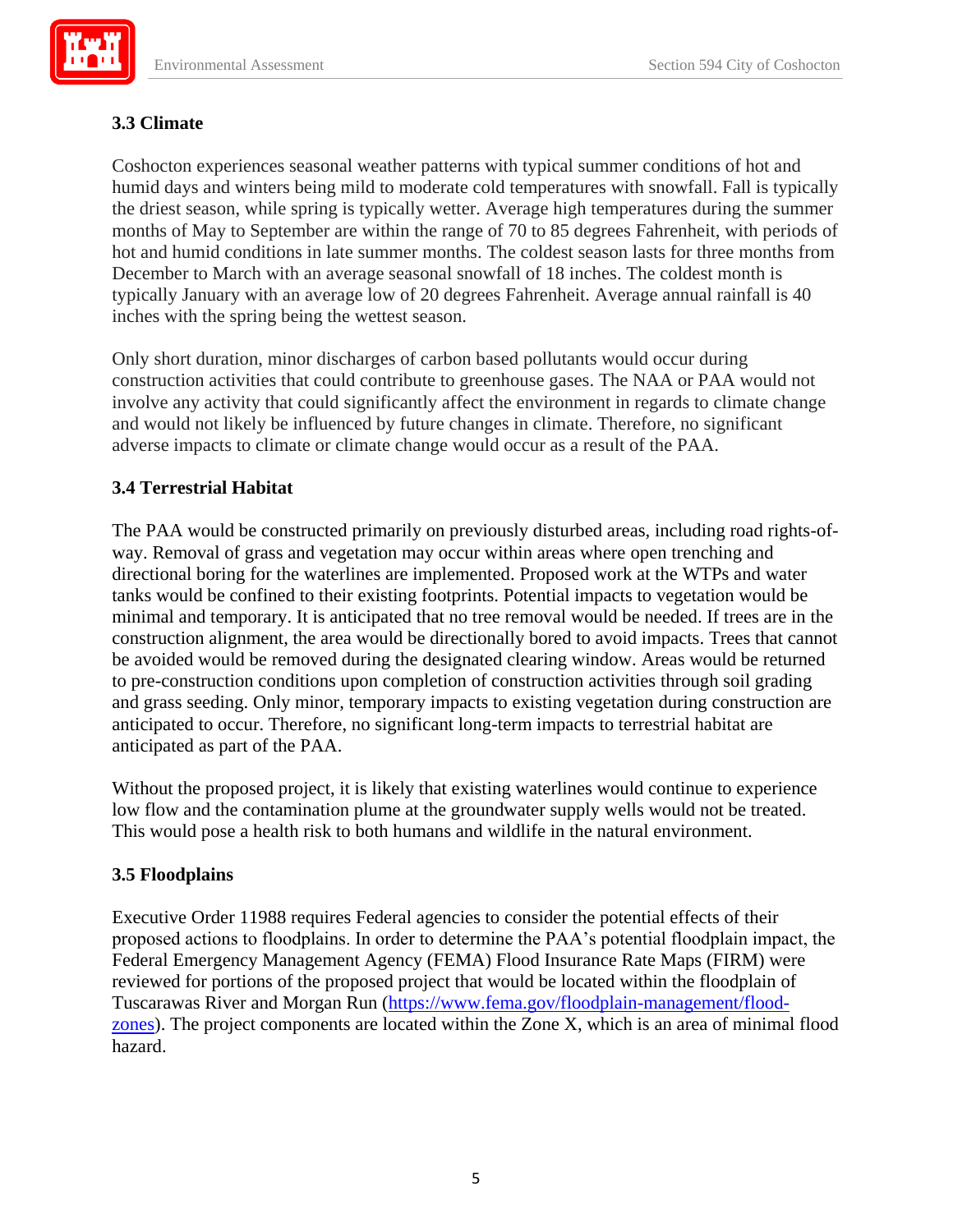### 3.3 Climate

Coshocton experiences seasonal weather patterns with typical summer conditions of hot and humid days and winters being mild to moderate cold temperatures with snowfall. Fall is typically the driest season, while spring is typically wetter. Average high temperatures during the summer months of May to September are within the range of 70 to 85 degrees Fahrenheit, with periods of hot and humid conditions in late summer months. The coldest season lasts for three months from December to March with an average seasonal snowfall of 18 inches. The coldest month is typically January with an average low of 20 degrees Fahrenheit. Average annual rainfall is 40 inches with the spring being the wettest season.

Only short duration, minor discharges of carbon based pollutants would occur during construction activities that could contribute to greenhouse gases. The NAA or PAA would not involve any activity that could significantly affect the environment in regards to climate change and would not likely be influenced by future changes in climate. Therefore, no significant adverse impacts to climate or climate change would occur as a result of the PAA.

### 3.4 Terrestrial Habitat

The PAA would be constructed primarily on previously disturbed areas, including road rights-of-way. Removal of grass and vegetation may occur within areas where open trenching and directional boring for the waterlines are implemented. Proposed work at the WTPs and water tanks would be confined to their existing footprints. Potential impacts to vegetation would be minimal and temporary. It is anticipated that no tree removal would be needed. If trees are in the construction alignment, the area would be directionally bored to avoid impacts. Trees that cannot be avoided would be removed during the designated clearing window. Areas would be returned to pre-construction conditions upon completion of construction activities through soil grading and grass seeding. Only minor, temporary impacts to existing vegetation during construction are anticipated to occur. Therefore, no significant long-term impacts to terrestrial habitat are anticipated as part of the PAA.

Without the proposed project, it is likely that existing waterlines would continue to experience low flow and the contamination plume at the groundwater supply wells would not be treated. This would pose a health risk to both humans and wildlife in the natural environment.

### 3.5 Floodplains

Executive Order 11988 requires Federal agencies to consider the potential effects of their proposed actions to floodplains. In order to determine the PAA's potential floodplain impact, the Federal Emergency Management Agency (FEMA) Flood Insurance Rate Maps (FIRM) were reviewed for portions of the proposed project that would be located within the floodplain of Tuscarawas River and Morgan Run ([https://www.fema.gov/floodplain-management/flood-zones](https://www.fema.gov/floodplain-management/flood-zones)). The project components are located within the Zone X, which is an area of minimal flood hazard.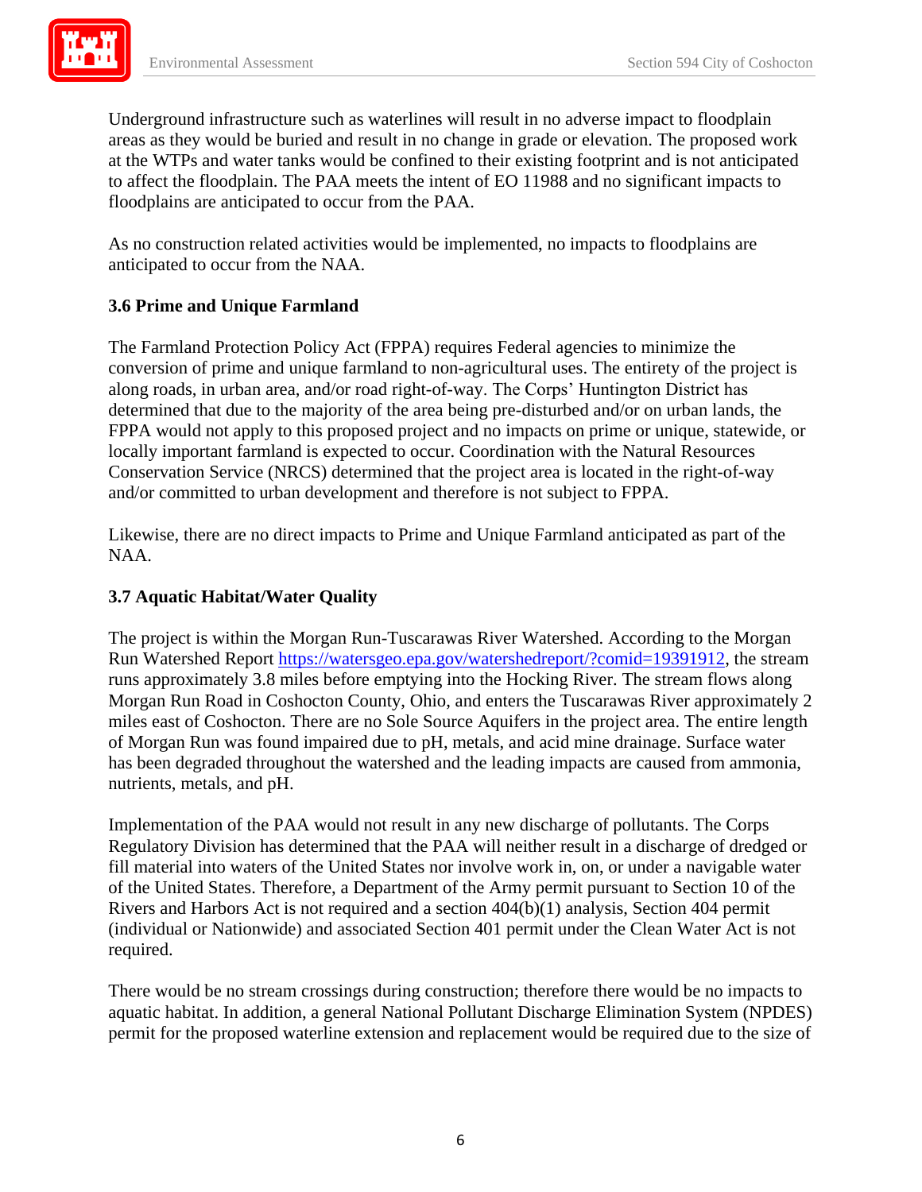Underground infrastructure such as waterlines will result in no adverse impact to floodplain areas as they would be buried and result in no change in grade or elevation. The proposed work at the WTPs and water tanks would be confined to their existing footprint and is not anticipated to affect the floodplain. The PAA meets the intent of EO 11988 and no significant impacts to floodplains are anticipated to occur from the PAA.

As no construction related activities would be implemented, no impacts to floodplains are anticipated to occur from the NAA.

### 3.6 Prime and Unique Farmland

The Farmland Protection Policy Act (FPPA) requires Federal agencies to minimize the conversion of prime and unique farmland to non-agricultural uses. The entirety of the project is along roads, in urban area, and/or road right-of-way. The Corps' Huntington District has determined that due to the majority of the area being pre-disturbed and/or on urban lands, the FPPA would not apply to this proposed project and no impacts on prime or unique, statewide, or locally important farmland is expected to occur. Coordination with the Natural Resources Conservation Service (NRCS) determined that the project area is located in the right-of-way and/or committed to urban development and therefore is not subject to FPPA.

Likewise, there are no direct impacts to Prime and Unique Farmland anticipated as part of the NAA.

### 3.7 Aquatic Habitat/Water Quality

The project is within the Morgan Run-Tuscarawas River Watershed. According to the Morgan Run Watershed Report [https://watersgeo.epa.gov/watershedreport/?comid=19391912](https://watersgeo.epa.gov/watershedreport/?comid=19391912), the stream runs approximately 3.8 miles before emptying into the Hocking River. The stream flows along Morgan Run Road in Coshocton County, Ohio, and enters the Tuscarawas River approximately 2 miles east of Coshocton. There are no Sole Source Aquifers in the project area. The entire length of Morgan Run was found impaired due to pH, metals, and acid mine drainage. Surface water has been degraded throughout the watershed and the leading impacts are caused from ammonia, nutrients, metals, and pH.

Implementation of the PAA would not result in any new discharge of pollutants. The Corps Regulatory Division has determined that the PAA will neither result in a discharge of dredged or fill material into waters of the United States nor involve work in, on, or under a navigable water of the United States. Therefore, a Department of the Army permit pursuant to Section 10 of the Rivers and Harbors Act is not required and a section 404(b)(1) analysis, Section 404 permit (individual or Nationwide) and associated Section 401 permit under the Clean Water Act is not required.

There would be no stream crossings during construction; therefore there would be no impacts to aquatic habitat. In addition, a general National Pollutant Discharge Elimination System (NPDES) permit for the proposed waterline extension and replacement would be required due to the size of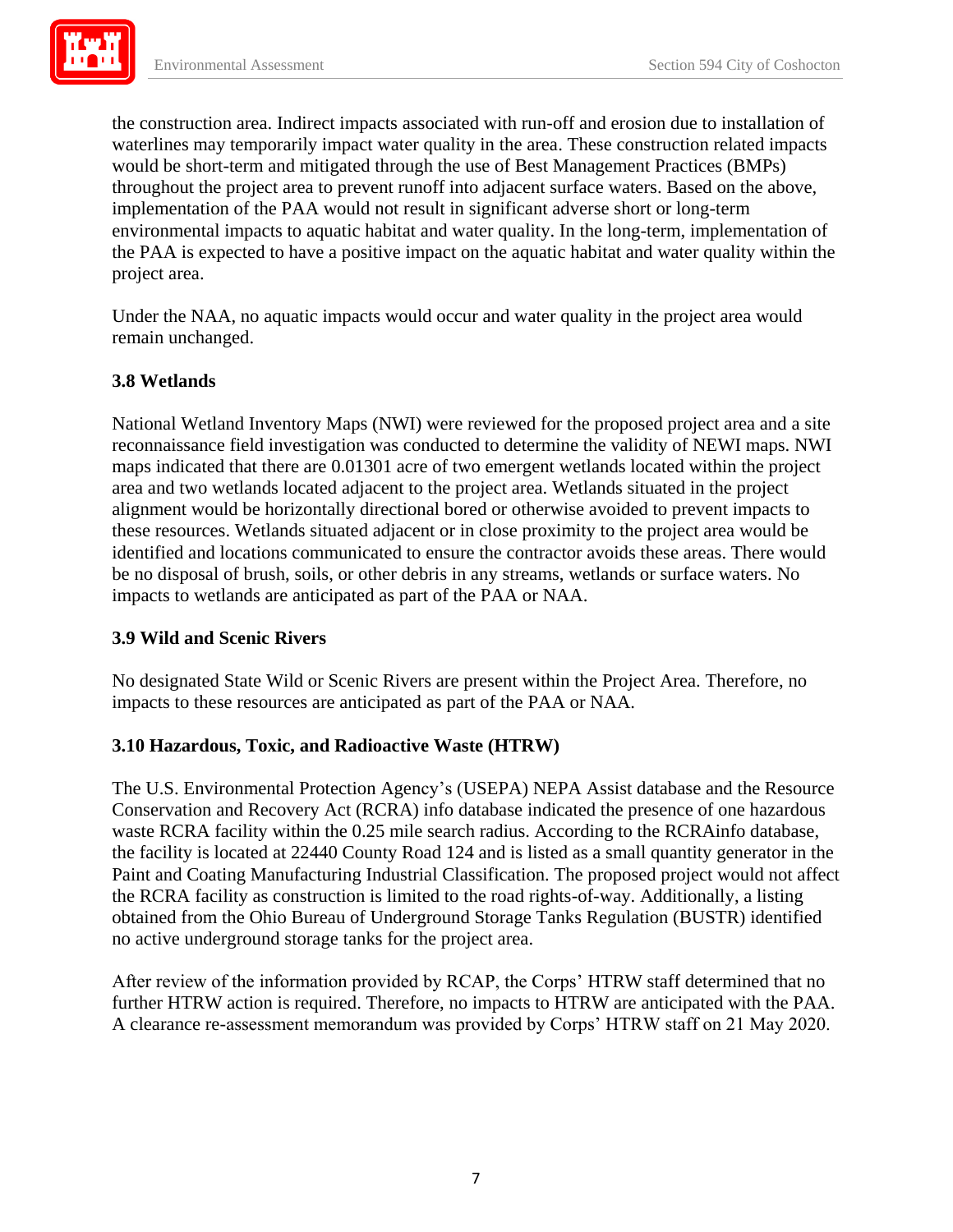the construction area. Indirect impacts associated with run-off and erosion due to installation of waterlines may temporarily impact water quality in the area. These construction related impacts would be short-term and mitigated through the use of Best Management Practices (BMPs) throughout the project area to prevent runoff into adjacent surface waters. Based on the above, implementation of the PAA would not result in significant adverse short or long-term environmental impacts to aquatic habitat and water quality. In the long-term, implementation of the PAA is expected to have a positive impact on the aquatic habitat and water quality within the project area.

Under the NAA, no aquatic impacts would occur and water quality in the project area would remain unchanged.

### 3.8 Wetlands

National Wetland Inventory Maps (NWI) were reviewed for the proposed project area and a site reconnaissance field investigation was conducted to determine the validity of NEWI maps. NWI maps indicated that there are 0.01301 acre of two emergent wetlands located within the project area and two wetlands located adjacent to the project area. Wetlands situated in the project alignment would be horizontally directional bored or otherwise avoided to prevent impacts to these resources. Wetlands situated adjacent or in close proximity to the project area would be identified and locations communicated to ensure the contractor avoids these areas. There would be no disposal of brush, soils, or other debris in any streams, wetlands or surface waters. No impacts to wetlands are anticipated as part of the PAA or NAA.

### 3.9 Wild and Scenic Rivers

No designated State Wild or Scenic Rivers are present within the Project Area. Therefore, no impacts to these resources are anticipated as part of the PAA or NAA.

### 3.10 Hazardous, Toxic, and Radioactive Waste (HTRW)

The U.S. Environmental Protection Agency's (USEPA) NEPA Assist database and the Resource Conservation and Recovery Act (RCRA) info database indicated the presence of one hazardous waste RCRA facility within the 0.25 mile search radius. According to the RCRAinfo database, the facility is located at 22440 County Road 124 and is listed as a small quantity generator in the Paint and Coating Manufacturing Industrial Classification. The proposed project would not affect the RCRA facility as construction is limited to the road rights-of-way. Additionally, a listing obtained from the Ohio Bureau of Underground Storage Tanks Regulation (BUSTR) identified no active underground storage tanks for the project area.

After review of the information provided by RCAP, the Corps' HTRW staff determined that no further HTRW action is required. Therefore, no impacts to HTRW are anticipated with the PAA. A clearance re-assessment memorandum was provided by Corps' HTRW staff on 21 May 2020.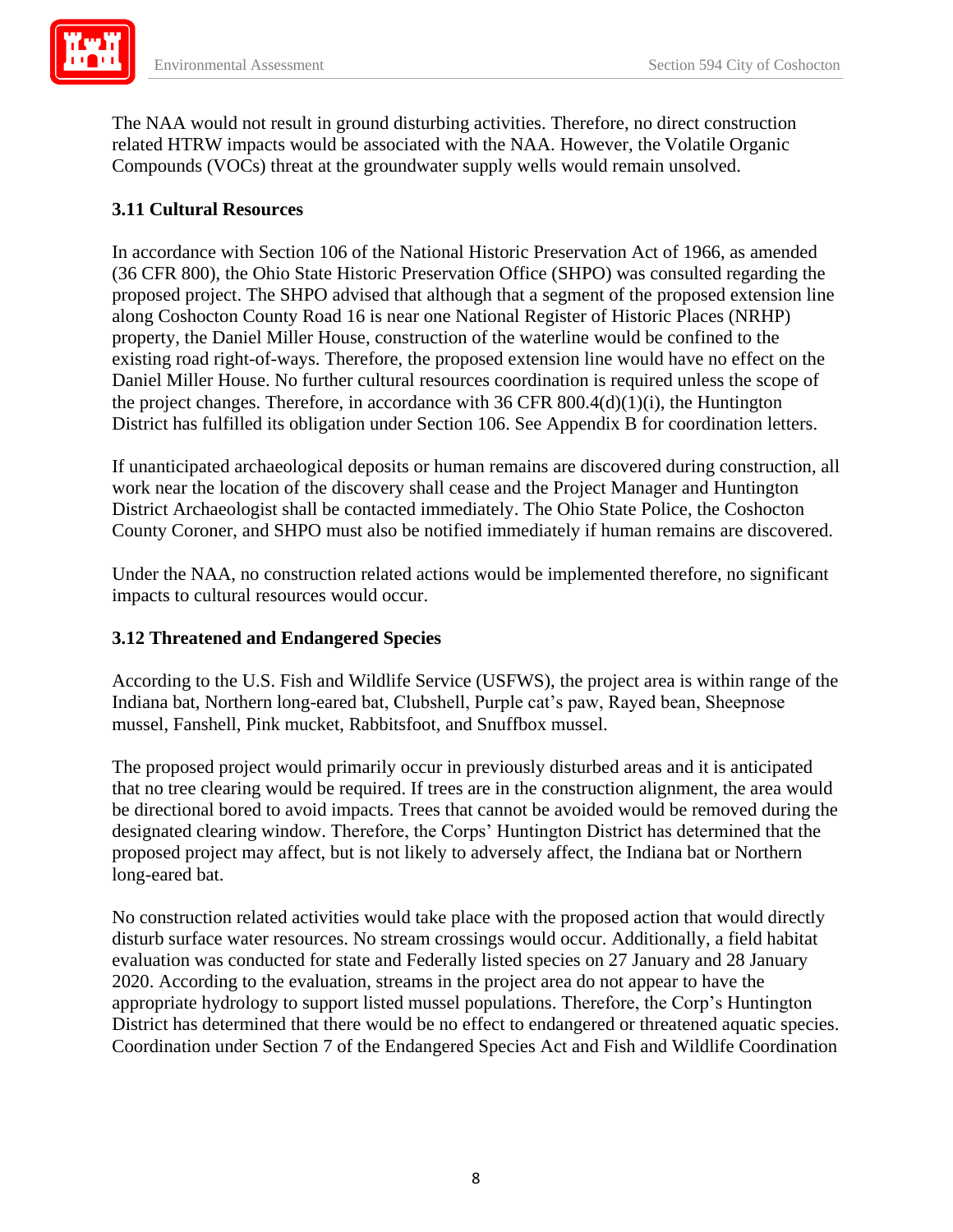The NAA would not result in ground disturbing activities. Therefore, no direct construction related HTRW impacts would be associated with the NAA. However, the Volatile Organic Compounds (VOCs) threat at the groundwater supply wells would remain unsolved.

### 3.11 Cultural Resources

In accordance with Section 106 of the National Historic Preservation Act of 1966, as amended (36 CFR 800), the Ohio State Historic Preservation Office (SHPO) was consulted regarding the proposed project. The SHPO advised that although that a segment of the proposed extension line along Coshocton County Road 16 is near one National Register of Historic Places (NRHP) property, the Daniel Miller House, construction of the waterline would be confined to the existing road right-of-ways. Therefore, the proposed extension line would have no effect on the Daniel Miller House. No further cultural resources coordination is required unless the scope of the project changes. Therefore, in accordance with 36 CFR 800.4(d)(1)(i), the Huntington District has fulfilled its obligation under Section 106. See Appendix B for coordination letters.

If unanticipated archaeological deposits or human remains are discovered during construction, all work near the location of the discovery shall cease and the Project Manager and Huntington District Archaeologist shall be contacted immediately. The Ohio State Police, the Coshocton County Coroner, and SHPO must also be notified immediately if human remains are discovered.

Under the NAA, no construction related actions would be implemented therefore, no significant impacts to cultural resources would occur.

### 3.12 Threatened and Endangered Species

According to the U.S. Fish and Wildlife Service (USFWS), the project area is within range of the Indiana bat, Northern long-eared bat, Clubshell, Purple cat's paw, Rayed bean, Sheepnose mussel, Fanshell, Pink mucket, Rabbitsfoot, and Snuffbox mussel.

The proposed project would primarily occur in previously disturbed areas and it is anticipated that no tree clearing would be required. If trees are in the construction alignment, the area would be directional bored to avoid impacts. Trees that cannot be avoided would be removed during the designated clearing window. Therefore, the Corps' Huntington District has determined that the proposed project may affect, but is not likely to adversely affect, the Indiana bat or Northern long-eared bat.

No construction related activities would take place with the proposed action that would directly disturb surface water resources. No stream crossings would occur. Additionally, a field habitat evaluation was conducted for state and Federally listed species on 27 January and 28 January 2020. According to the evaluation, streams in the project area do not appear to have the appropriate hydrology to support listed mussel populations. Therefore, the Corp's Huntington District has determined that there would be no effect to endangered or threatened aquatic species. Coordination under Section 7 of the Endangered Species Act and Fish and Wildlife Coordination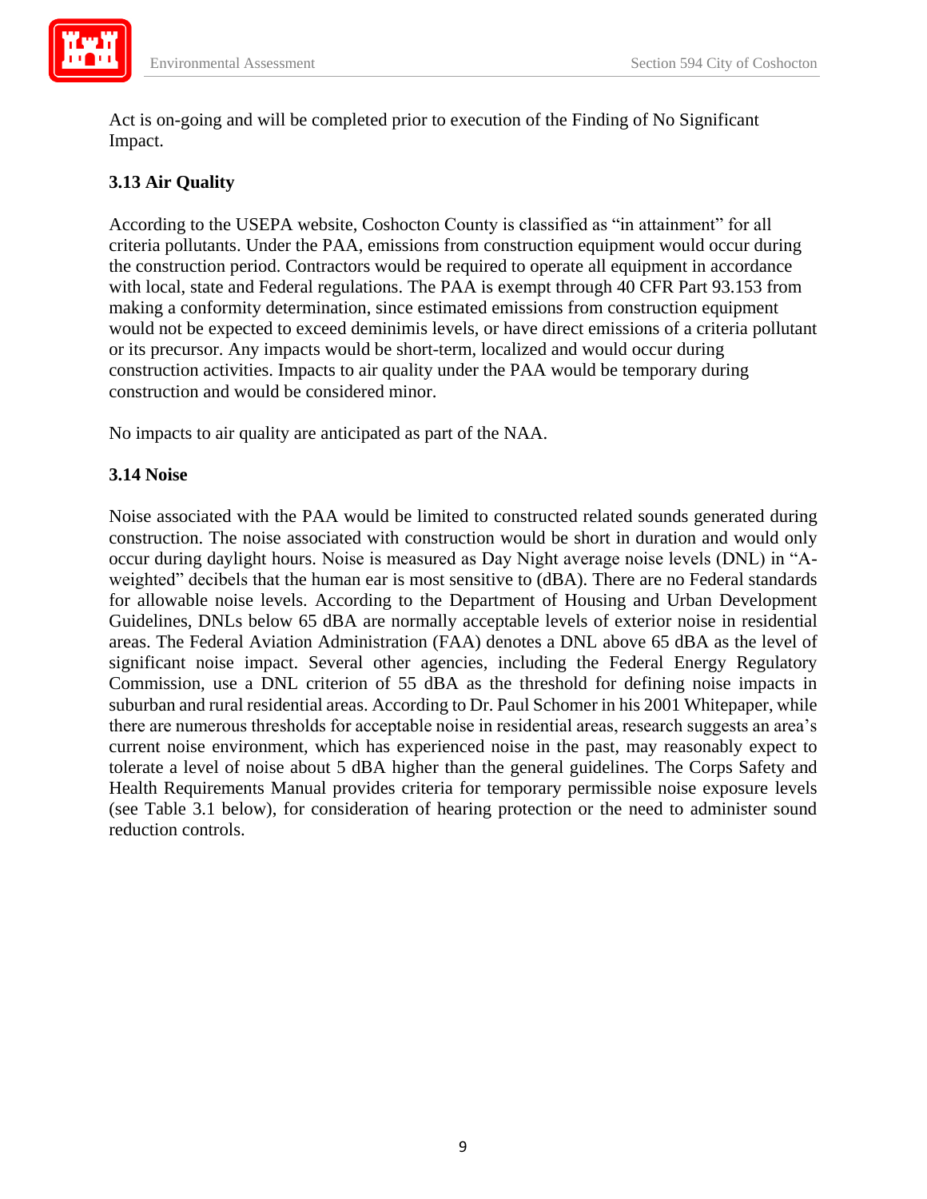Act is on-going and will be completed prior to execution of the Finding of No Significant Impact.

### 3.13 Air Quality

According to the USEPA website, Coshocton County is classified as "in attainment" for all criteria pollutants. Under the PAA, emissions from construction equipment would occur during the construction period. Contractors would be required to operate all equipment in accordance with local, state and Federal regulations. The PAA is exempt through 40 CFR Part 93.153 from making a conformity determination, since estimated emissions from construction equipment would not be expected to exceed deminimis levels, or have direct emissions of a criteria pollutant or its precursor. Any impacts would be short-term, localized and would occur during construction activities. Impacts to air quality under the PAA would be temporary during construction and would be considered minor.

No impacts to air quality are anticipated as part of the NAA.

### 3.14 Noise

Noise associated with the PAA would be limited to constructed related sounds generated during construction. The noise associated with construction would be short in duration and would only occur during daylight hours. Noise is measured as Day Night average noise levels (DNL) in "A-weighted" decibels that the human ear is most sensitive to (dBA). There are no Federal standards for allowable noise levels. According to the Department of Housing and Urban Development Guidelines, DNLs below 65 dBA are normally acceptable levels of exterior noise in residential areas. The Federal Aviation Administration (FAA) denotes a DNL above 65 dBA as the level of significant noise impact. Several other agencies, including the Federal Energy Regulatory Commission, use a DNL criterion of 55 dBA as the threshold for defining noise impacts in suburban and rural residential areas. According to Dr. Paul Schomer in his 2001 Whitepaper, while there are numerous thresholds for acceptable noise in residential areas, research suggests an area's current noise environment, which has experienced noise in the past, may reasonably expect to tolerate a level of noise about 5 dBA higher than the general guidelines. The Corps Safety and Health Requirements Manual provides criteria for temporary permissible noise exposure levels (see Table 3.1 below), for consideration of hearing protection or the need to administer sound reduction controls.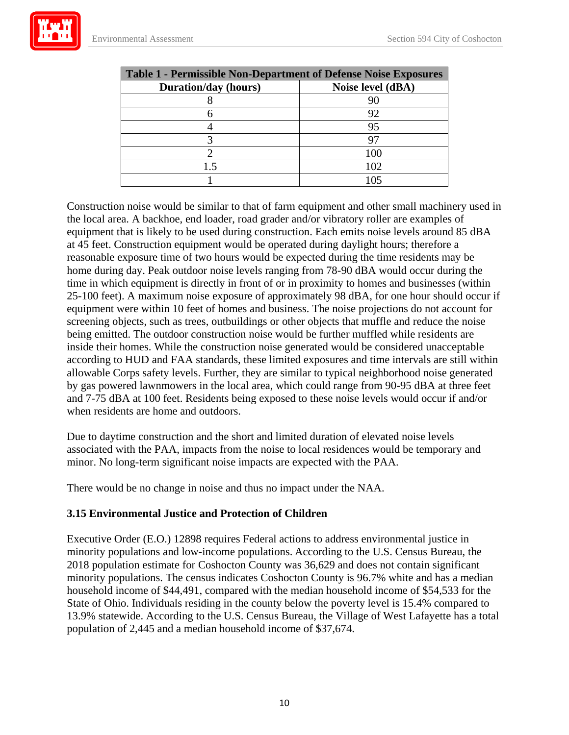| Table 1 - Permissible Non-Department of Defense Noise Exposures | |
|---|---|
| **Duration/day (hours)** | **Noise level (dBA)** |
| 8 | 90 |
| 6 | 92 |
| 4 | 95 |
| 3 | 97 |
| 2 | 100 |
| 1.5 | 102 |
| 1 | 105 |

Construction noise would be similar to that of farm equipment and other small machinery used in the local area. A backhoe, end loader, road grader and/or vibratory roller are examples of equipment that is likely to be used during construction. Each emits noise levels around 85 dBA at 45 feet. Construction equipment would be operated during daylight hours; therefore a reasonable exposure time of two hours would be expected during the time residents may be home during day. Peak outdoor noise levels ranging from 78-90 dBA would occur during the time in which equipment is directly in front of or in proximity to homes and businesses (within 25-100 feet). A maximum noise exposure of approximately 98 dBA, for one hour should occur if equipment were within 10 feet of homes and business. The noise projections do not account for screening objects, such as trees, outbuildings or other objects that muffle and reduce the noise being emitted. The outdoor construction noise would be further muffled while residents are inside their homes. While the construction noise generated would be considered unacceptable according to HUD and FAA standards, these limited exposures and time intervals are still within allowable Corps safety levels. Further, they are similar to typical neighborhood noise generated by gas powered lawnmowers in the local area, which could range from 90-95 dBA at three feet and 7-75 dBA at 100 feet. Residents being exposed to these noise levels would occur if and/or when residents are home and outdoors.

Due to daytime construction and the short and limited duration of elevated noise levels associated with the PAA, impacts from the noise to local residences would be temporary and minor. No long-term significant noise impacts are expected with the PAA.

There would be no change in noise and thus no impact under the NAA.

### 3.15 Environmental Justice and Protection of Children

Executive Order (E.O.) 12898 requires Federal actions to address environmental justice in minority populations and low-income populations. According to the U.S. Census Bureau, the 2018 population estimate for Coshocton County was 36,629 and does not contain significant minority populations. The census indicates Coshocton County is 96.7% white and has a median household income of $44,491, compared with the median household income of $54,533 for the State of Ohio. Individuals residing in the county below the poverty level is 15.4% compared to 13.9% statewide. According to the U.S. Census Bureau, the Village of West Lafayette has a total population of 2,445 and a median household income of $37,674.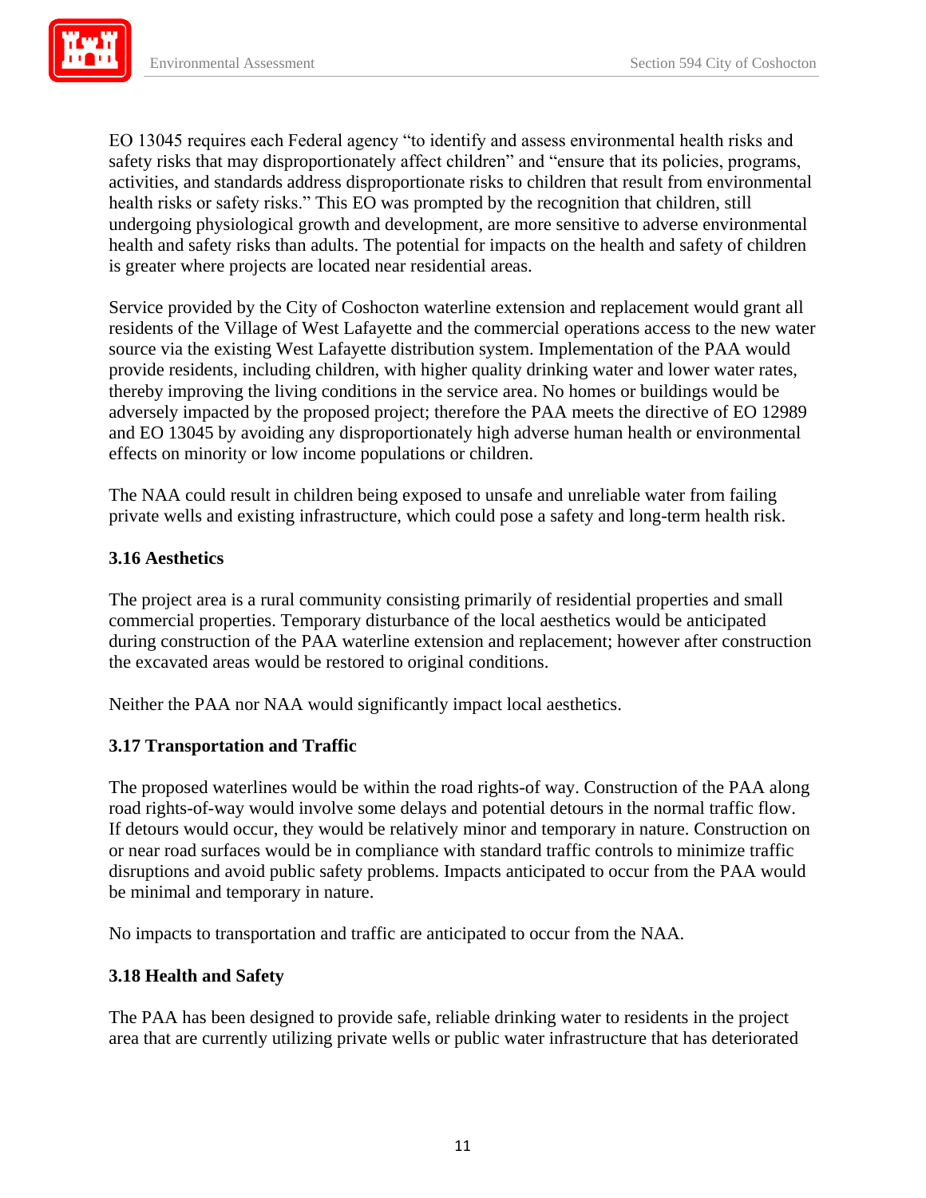EO 13045 requires each Federal agency “to identify and assess environmental health risks and safety risks that may disproportionately affect children” and “ensure that its policies, programs, activities, and standards address disproportionate risks to children that result from environmental health risks or safety risks.” This EO was prompted by the recognition that children, still undergoing physiological growth and development, are more sensitive to adverse environmental health and safety risks than adults. The potential for impacts on the health and safety of children is greater where projects are located near residential areas.

Service provided by the City of Coshocton waterline extension and replacement would grant all residents of the Village of West Lafayette and the commercial operations access to the new water source via the existing West Lafayette distribution system. Implementation of the PAA would provide residents, including children, with higher quality drinking water and lower water rates, thereby improving the living conditions in the service area. No homes or buildings would be adversely impacted by the proposed project; therefore the PAA meets the directive of EO 12989 and EO 13045 by avoiding any disproportionately high adverse human health or environmental effects on minority or low income populations or children.

The NAA could result in children being exposed to unsafe and unreliable water from failing private wells and existing infrastructure, which could pose a safety and long-term health risk.

### 3.16 Aesthetics

The project area is a rural community consisting primarily of residential properties and small commercial properties. Temporary disturbance of the local aesthetics would be anticipated during construction of the PAA waterline extension and replacement; however after construction the excavated areas would be restored to original conditions.

Neither the PAA nor NAA would significantly impact local aesthetics.

### 3.17 Transportation and Traffic

The proposed waterlines would be within the road rights-of way. Construction of the PAA along road rights-of-way would involve some delays and potential detours in the normal traffic flow. If detours would occur, they would be relatively minor and temporary in nature. Construction on or near road surfaces would be in compliance with standard traffic controls to minimize traffic disruptions and avoid public safety problems. Impacts anticipated to occur from the PAA would be minimal and temporary in nature.

No impacts to transportation and traffic are anticipated to occur from the NAA.

### 3.18 Health and Safety

The PAA has been designed to provide safe, reliable drinking water to residents in the project area that are currently utilizing private wells or public water infrastructure that has deteriorated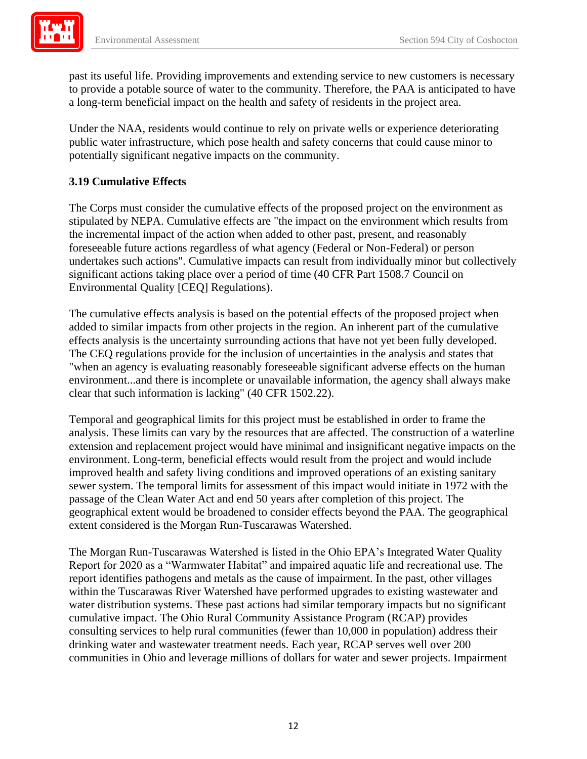past its useful life. Providing improvements and extending service to new customers is necessary to provide a potable source of water to the community. Therefore, the PAA is anticipated to have a long-term beneficial impact on the health and safety of residents in the project area.

Under the NAA, residents would continue to rely on private wells or experience deteriorating public water infrastructure, which pose health and safety concerns that could cause minor to potentially significant negative impacts on the community.

### 3.19 Cumulative Effects

The Corps must consider the cumulative effects of the proposed project on the environment as stipulated by NEPA. Cumulative effects are "the impact on the environment which results from the incremental impact of the action when added to other past, present, and reasonably foreseeable future actions regardless of what agency (Federal or Non-Federal) or person undertakes such actions". Cumulative impacts can result from individually minor but collectively significant actions taking place over a period of time (40 CFR Part 1508.7 Council on Environmental Quality [CEQ] Regulations).

The cumulative effects analysis is based on the potential effects of the proposed project when added to similar impacts from other projects in the region. An inherent part of the cumulative effects analysis is the uncertainty surrounding actions that have not yet been fully developed. The CEQ regulations provide for the inclusion of uncertainties in the analysis and states that "when an agency is evaluating reasonably foreseeable significant adverse effects on the human environment...and there is incomplete or unavailable information, the agency shall always make clear that such information is lacking" (40 CFR 1502.22).

Temporal and geographical limits for this project must be established in order to frame the analysis. These limits can vary by the resources that are affected. The construction of a waterline extension and replacement project would have minimal and insignificant negative impacts on the environment. Long-term, beneficial effects would result from the project and would include improved health and safety living conditions and improved operations of an existing sanitary sewer system. The temporal limits for assessment of this impact would initiate in 1972 with the passage of the Clean Water Act and end 50 years after completion of this project. The geographical extent would be broadened to consider effects beyond the PAA. The geographical extent considered is the Morgan Run-Tuscarawas Watershed.

The Morgan Run-Tuscarawas Watershed is listed in the Ohio EPA's Integrated Water Quality Report for 2020 as a "Warmwater Habitat" and impaired aquatic life and recreational use. The report identifies pathogens and metals as the cause of impairment. In the past, other villages within the Tuscarawas River Watershed have performed upgrades to existing wastewater and water distribution systems. These past actions had similar temporary impacts but no significant cumulative impact. The Ohio Rural Community Assistance Program (RCAP) provides consulting services to help rural communities (fewer than 10,000 in population) address their drinking water and wastewater treatment needs. Each year, RCAP serves well over 200 communities in Ohio and leverage millions of dollars for water and sewer projects. Impairment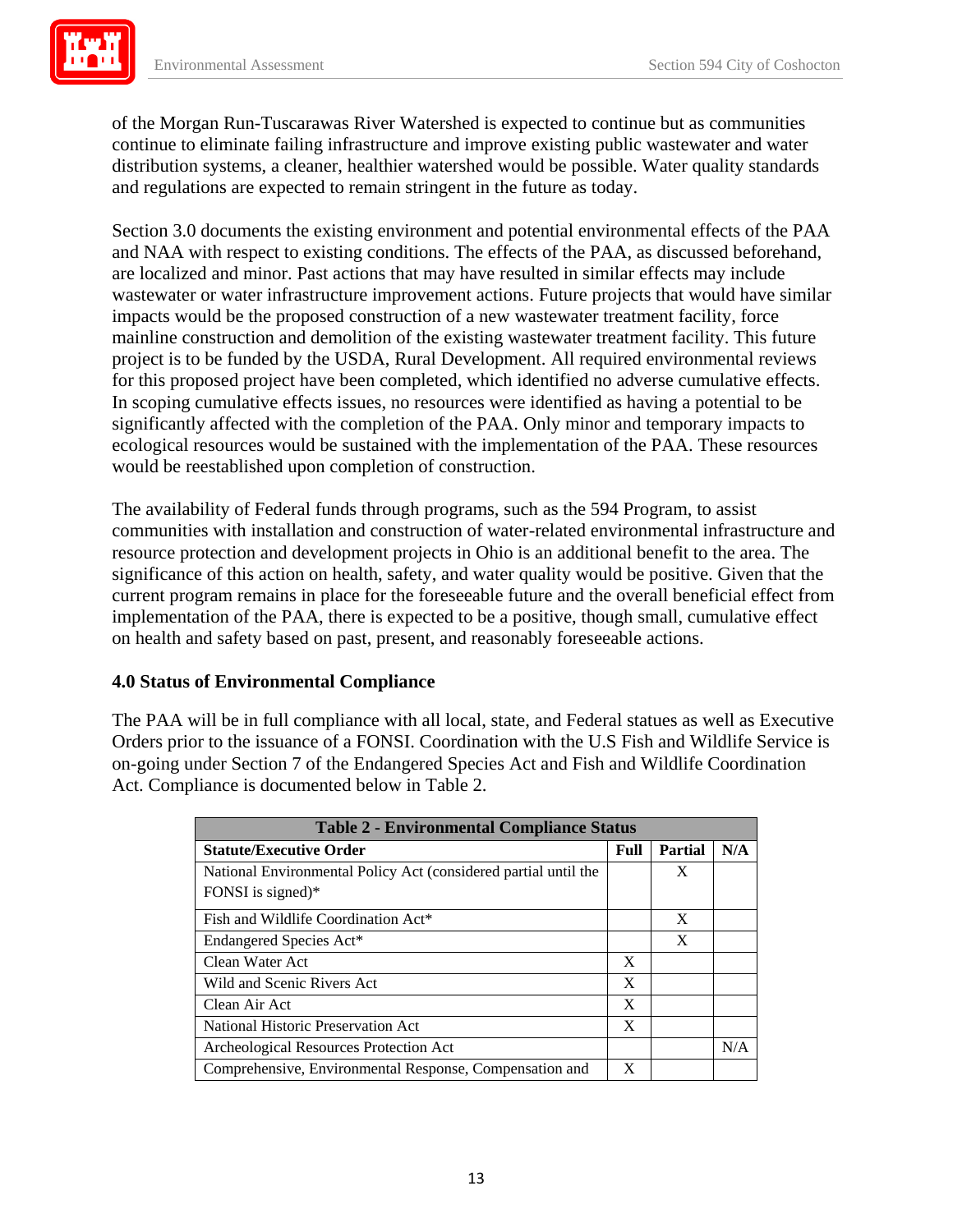of the Morgan Run-Tuscarawas River Watershed is expected to continue but as communities continue to eliminate failing infrastructure and improve existing public wastewater and water distribution systems, a cleaner, healthier watershed would be possible. Water quality standards and regulations are expected to remain stringent in the future as today.

Section 3.0 documents the existing environment and potential environmental effects of the PAA and NAA with respect to existing conditions. The effects of the PAA, as discussed beforehand, are localized and minor. Past actions that may have resulted in similar effects may include wastewater or water infrastructure improvement actions. Future projects that would have similar impacts would be the proposed construction of a new wastewater treatment facility, force mainline construction and demolition of the existing wastewater treatment facility. This future project is to be funded by the USDA, Rural Development. All required environmental reviews for this proposed project have been completed, which identified no adverse cumulative effects. In scoping cumulative effects issues, no resources were identified as having a potential to be significantly affected with the completion of the PAA. Only minor and temporary impacts to ecological resources would be sustained with the implementation of the PAA. These resources would be reestablished upon completion of construction.

The availability of Federal funds through programs, such as the 594 Program, to assist communities with installation and construction of water-related environmental infrastructure and resource protection and development projects in Ohio is an additional benefit to the area. The significance of this action on health, safety, and water quality would be positive. Given that the current program remains in place for the foreseeable future and the overall beneficial effect from implementation of the PAA, there is expected to be a positive, though small, cumulative effect on health and safety based on past, present, and reasonably foreseeable actions.

## 4.0 Status of Environmental Compliance

The PAA will be in full compliance with all local, state, and Federal statues as well as Executive Orders prior to the issuance of a FONSI. Coordination with the U.S Fish and Wildlife Service is on-going under Section 7 of the Endangered Species Act and Fish and Wildlife Coordination Act. Compliance is documented below in Table 2.

| Table 2 - Environmental Compliance Status | | | |
|---|---|---|---|
| **Statute/Executive Order** | **Full** | **Partial** | **N/A** |
| National Environmental Policy Act (considered partial until the FONSI is signed)* | | X | |
| Fish and Wildlife Coordination Act* | | X | |
| Endangered Species Act* | | X | |
| Clean Water Act | X | | |
| Wild and Scenic Rivers Act | X | | |
| Clean Air Act | X | | |
| National Historic Preservation Act | X | | |
| Archeological Resources Protection Act | | | N/A |
| Comprehensive, Environmental Response, Compensation and | X | | |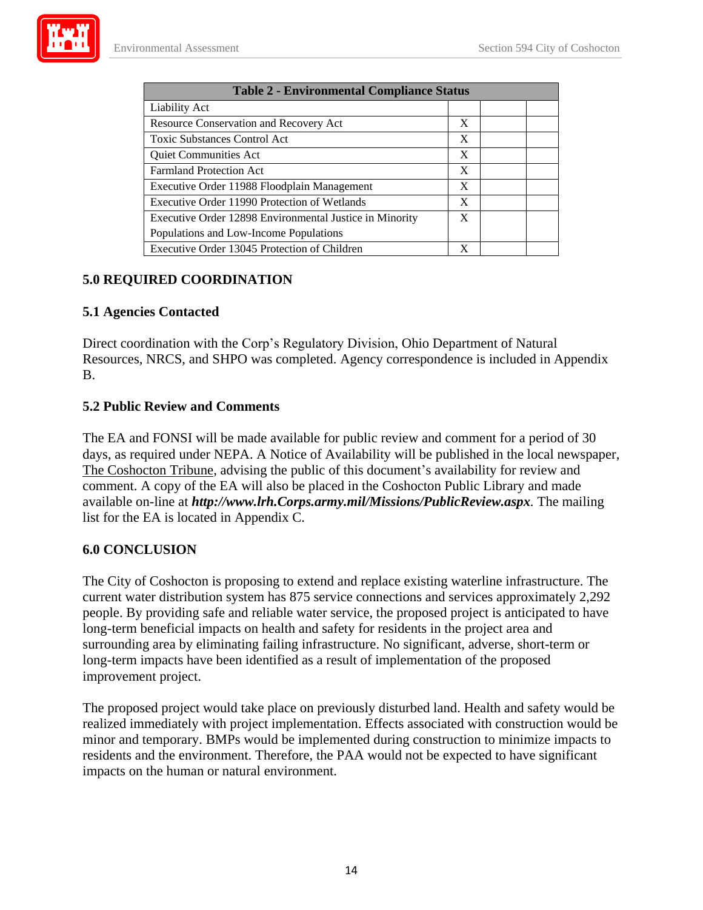| Table 2 - Environmental Compliance Status | | | |
|---|---|---|---|
| Liability Act | | | |
| Resource Conservation and Recovery Act | X | | |
| Toxic Substances Control Act | X | | |
| Quiet Communities Act | X | | |
| Farmland Protection Act | X | | |
| Executive Order 11988 Floodplain Management | X | | |
| Executive Order 11990 Protection of Wetlands | X | | |
| Executive Order 12898 Environmental Justice in Minority Populations and Low-Income Populations | X | | |
| Executive Order 13045 Protection of Children | X | | |

## 5.0 REQUIRED COORDINATION

### 5.1 Agencies Contacted

Direct coordination with the Corp's Regulatory Division, Ohio Department of Natural Resources, NRCS, and SHPO was completed. Agency correspondence is included in Appendix B.

### 5.2 Public Review and Comments

The EA and FONSI will be made available for public review and comment for a period of 30 days, as required under NEPA. A Notice of Availability will be published in the local newspaper, The Coshocton Tribune, advising the public of this document's availability for review and comment. A copy of the EA will also be placed in the Coshocton Public Library and made available on-line at ***http://www.lrh.Corps.army.mil/Missions/PublicReview.aspx***. The mailing list for the EA is located in Appendix C.

## 6.0 CONCLUSION

The City of Coshocton is proposing to extend and replace existing waterline infrastructure. The current water distribution system has 875 service connections and services approximately 2,292 people. By providing safe and reliable water service, the proposed project is anticipated to have long-term beneficial impacts on health and safety for residents in the project area and surrounding area by eliminating failing infrastructure. No significant, adverse, short-term or long-term impacts have been identified as a result of implementation of the proposed improvement project.

The proposed project would take place on previously disturbed land. Health and safety would be realized immediately with project implementation. Effects associated with construction would be minor and temporary. BMPs would be implemented during construction to minimize impacts to residents and the environment. Therefore, the PAA would not be expected to have significant impacts on the human or natural environment.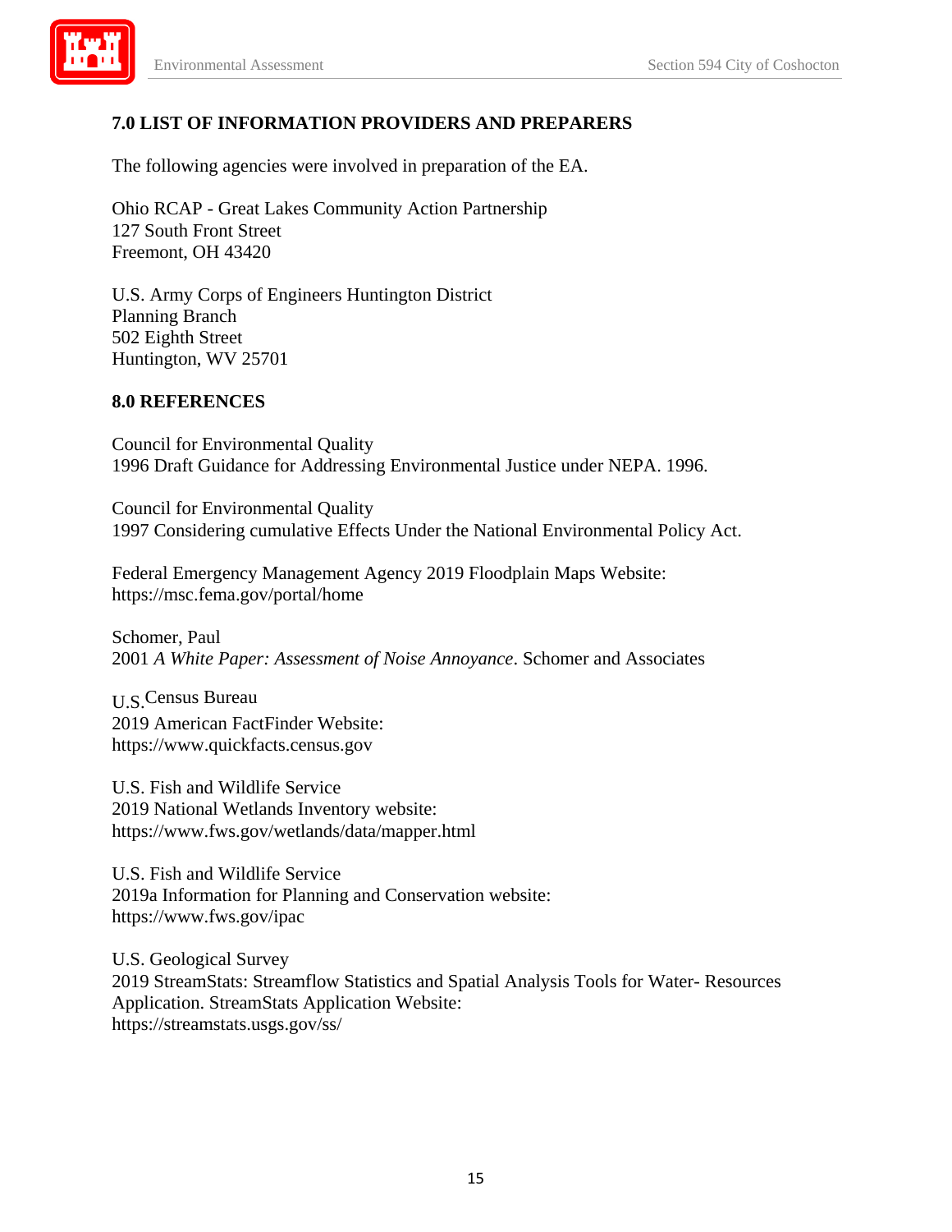## 7.0 LIST OF INFORMATION PROVIDERS AND PREPARERS

The following agencies were involved in preparation of the EA.

Ohio RCAP - Great Lakes Community Action Partnership
127 South Front Street
Freemont, OH 43420

U.S. Army Corps of Engineers Huntington District
Planning Branch
502 Eighth Street
Huntington, WV 25701

## 8.0 REFERENCES

Council for Environmental Quality
1996 Draft Guidance for Addressing Environmental Justice under NEPA. 1996.

Council for Environmental Quality
1997 Considering cumulative Effects Under the National Environmental Policy Act.

Federal Emergency Management Agency 2019 Floodplain Maps Website:
https://msc.fema.gov/portal/home

Schomer, Paul
2001 *A White Paper: Assessment of Noise Annoyance*. Schomer and Associates

U.S. Census Bureau
2019 American FactFinder Website:
https://www.quickfacts.census.gov

U.S. Fish and Wildlife Service
2019 National Wetlands Inventory website:
https://www.fws.gov/wetlands/data/mapper.html

U.S. Fish and Wildlife Service
2019a Information for Planning and Conservation website:
https://www.fws.gov/ipac

U.S. Geological Survey
2019 StreamStats: Streamflow Statistics and Spatial Analysis Tools for Water- Resources Application. StreamStats Application Website:
https://streamstats.usgs.gov/ss/